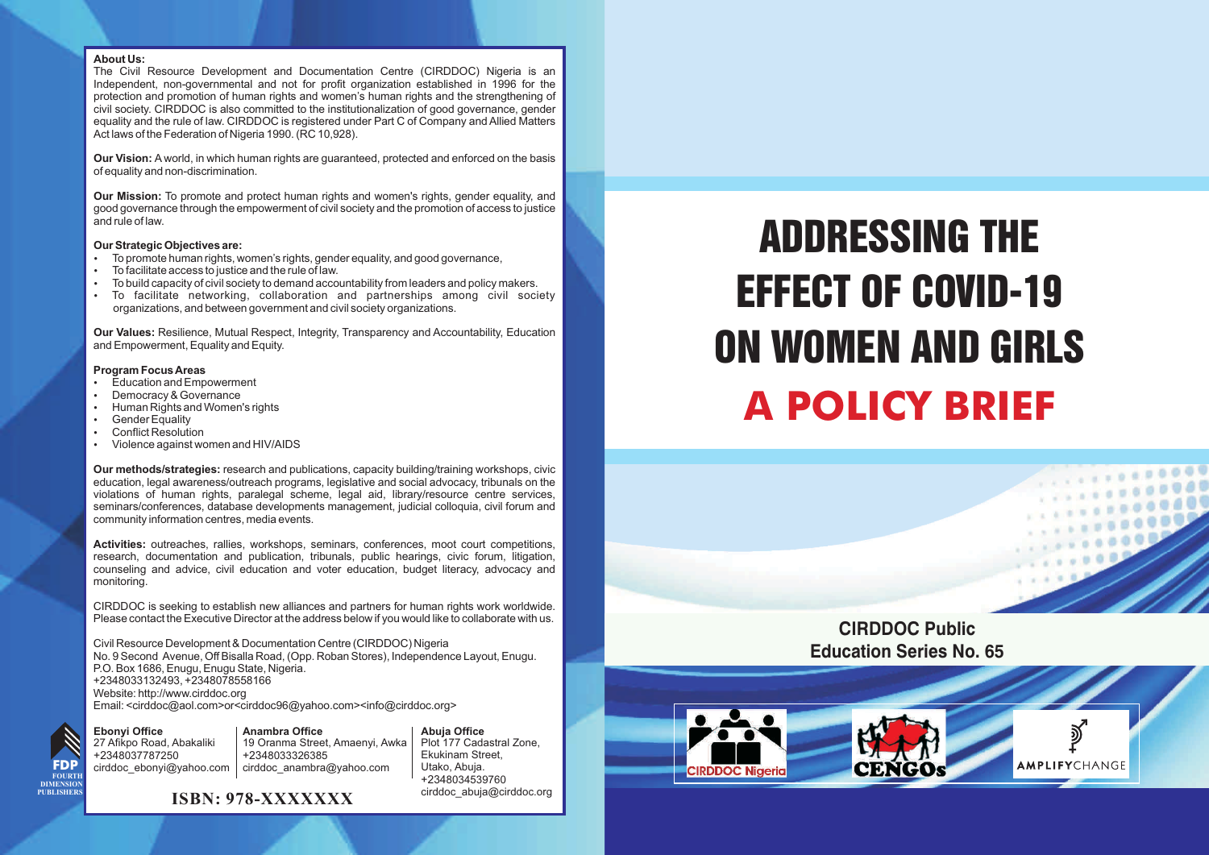# ADDRESSING THE EFFECT OF COVID-19 ON WOMEN AND GIRLS

## A POLICY BRIEF

**CIRDDOC Public Education Series No. 65**

CIRDDOC Nigeria

CENGOs

AMPLIFYCHANGE

---

**About Us:**

The Civil Resource Development and Documentation Centre (CIRDDOC) Nigeria is an Independent, non-governmental and not for profit organization established in 1996 for the protection and promotion of human rights and women's human rights and the strengthening of civil society. CIRDDOC is also committed to the institutionalization of good governance, gender equality and the rule of law. CIRDDOC is registered under Part C of Company and Allied Matters Act laws of the Federation of Nigeria 1990. (RC 10,928).

**Our Vision:** A world, in which human rights are guaranteed, protected and enforced on the basis of equality and non-discrimination.

**Our Mission:** To promote and protect human rights and women's rights, gender equality, and good governance through the empowerment of civil society and the promotion of access to justice and rule of law.

**Our Strategic Objectives are:**

- To promote human rights, women's rights, gender equality, and good governance,
- To facilitate access to justice and the rule of law.
- To build capacity of civil society to demand accountability from leaders and policy makers.
- To facilitate networking, collaboration and partnerships among civil society organizations, and between government and civil society organizations.

**Our Values:** Resilience, Mutual Respect, Integrity, Transparency and Accountability, Education and Empowerment, Equality and Equity.

**Program Focus Areas**

- Education and Empowerment
- Democracy & Governance
- Human Rights and Women's rights
- Gender Equality
- Conflict Resolution
- Violence against women and HIV/AIDS

**Our methods/strategies:** research and publications, capacity building/training workshops, civic education, legal awareness/outreach programs, legislative and social advocacy, tribunals on the violations of human rights, paralegal scheme, legal aid, library/resource centre services, seminars/conferences, database developments management, judicial colloquia, civil forum and community information centres, media events.

**Activities:** outreaches, rallies, workshops, seminars, conferences, moot court competitions, research, documentation and publication, tribunals, public hearings, civic forum, litigation, counseling and advice, civil education and voter education, budget literacy, advocacy and monitoring.

CIRDDOC is seeking to establish new alliances and partners for human rights work worldwide. Please contact the Executive Director at the address below if you would like to collaborate with us.

Civil Resource Development & Documentation Centre (CIRDDOC) Nigeria
No. 9 Second Avenue, Off Bisalla Road, (Opp. Roban Stores), Independence Layout, Enugu.
P.O. Box 1686, Enugu, Enugu State, Nigeria.
+2348033132493, +2348078558166
Website: http://www.cirddoc.org
Email: <cirddoc@aol.com>or<cirddoc96@yahoo.com><info@cirddoc.org>

**Ebonyi Office**
27 Afikpo Road, Abakaliki
+2348037787250
cirddoc_ebonyi@yahoo.com

**Anambra Office**
19 Oranma Street, Amaenyi, Awka
+2348033326385
cirddoc_anambra@yahoo.com

**Abuja Office**
Plot 177 Cadastral Zone, Ekukinam Street, Utako, Abuja.
+2348034539760
cirddoc_abuja@cirddoc.org

FDP FOURTH DIMENSION PUBLISHERS

**ISBN: 978-XXXXXXX**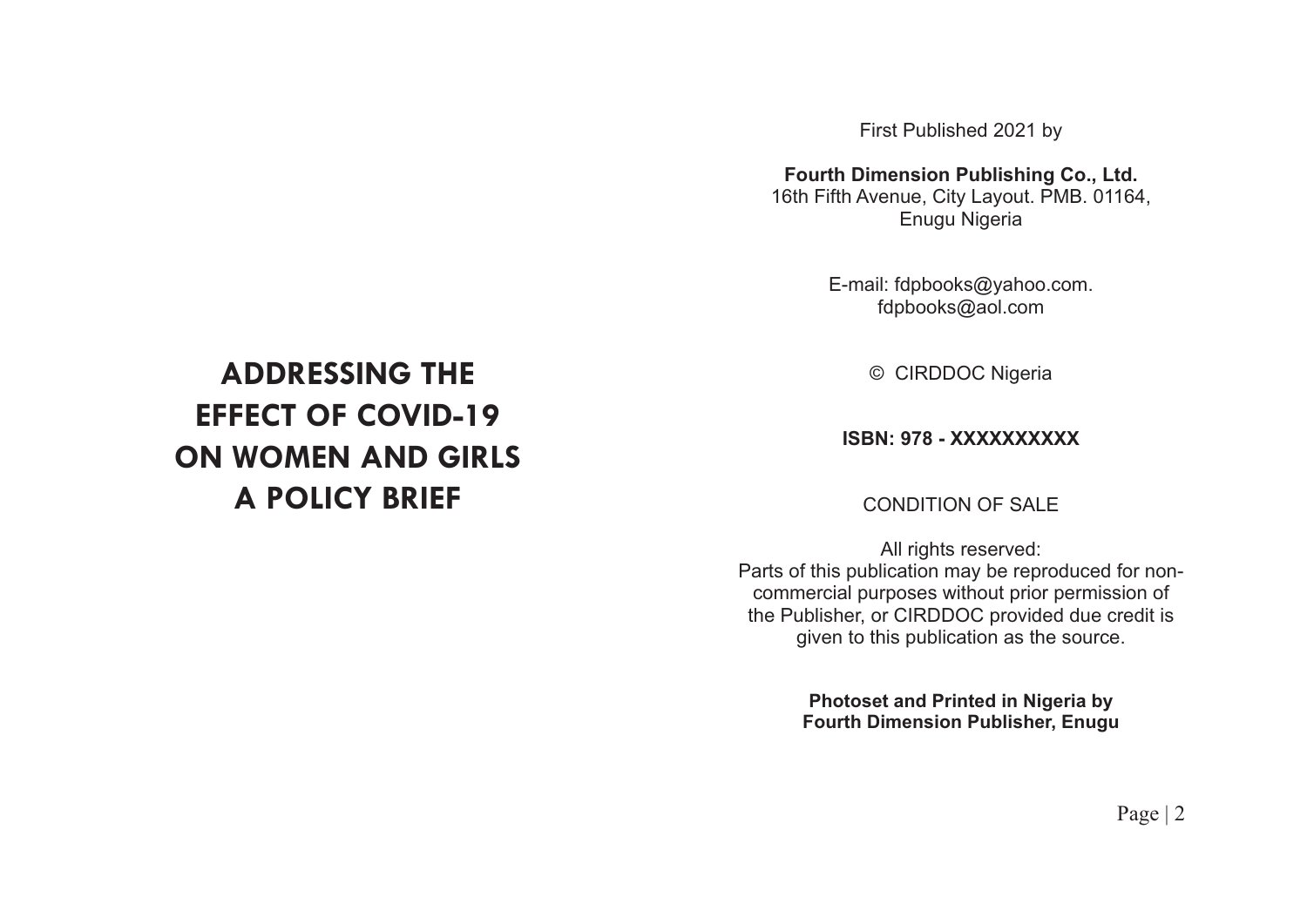# ADDRESSING THE EFFECT OF COVID-19 ON WOMEN AND GIRLS A POLICY BRIEF

First Published 2021 by

**Fourth Dimension Publishing Co., Ltd.**
16th Fifth Avenue, City Layout. PMB. 01164,
Enugu Nigeria

E-mail: fdpbooks@yahoo.com.
fdpbooks@aol.com

© CIRDDOC Nigeria

**ISBN: 978 - XXXXXXXXXX**

CONDITION OF SALE

All rights reserved:
Parts of this publication may be reproduced for non-commercial purposes without prior permission of the Publisher, or CIRDDOC provided due credit is given to this publication as the source.

**Photoset and Printed in Nigeria by**
**Fourth Dimension Publisher, Enugu**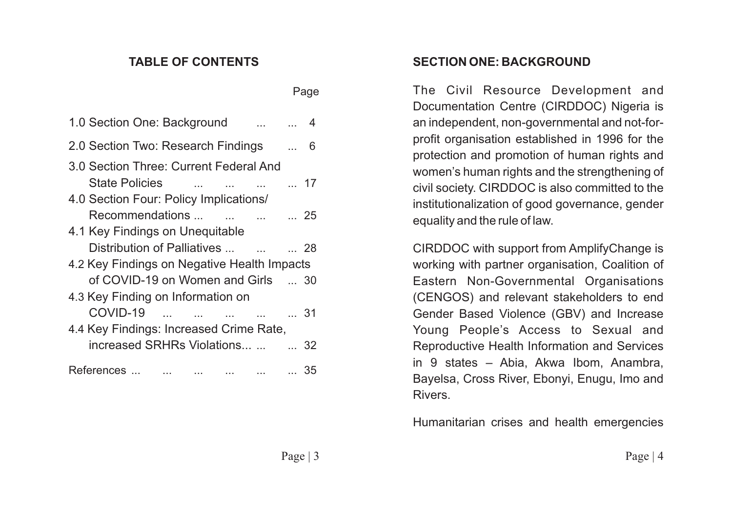## TABLE OF CONTENTS

| | Page |
|---|---|
| 1.0 Section One: Background | 4 |
| 2.0 Section Two: Research Findings | 6 |
| 3.0 Section Three: Current Federal And State Policies | 17 |
| 4.0 Section Four: Policy Implications/ Recommendations | 25 |
| 4.1 Key Findings on Unequitable Distribution of Palliatives | 28 |
| 4.2 Key Findings on Negative Health Impacts of COVID-19 on Women and Girls | 30 |
| 4.3 Key Finding on Information on COVID-19 | 31 |
| 4.4 Key Findings: Increased Crime Rate, increased SRHRs Violations... | 32 |
| References | 35 |

## SECTION ONE: BACKGROUND

The Civil Resource Development and Documentation Centre (CIRDDOC) Nigeria is an independent, non-governmental and not-for-profit organisation established in 1996 for the protection and promotion of human rights and women's human rights and the strengthening of civil society. CIRDDOC is also committed to the institutionalization of good governance, gender equality and the rule of law.

CIRDDOC with support from AmplifyChange is working with partner organisation, Coalition of Eastern Non-Governmental Organisations (CENGOS) and relevant stakeholders to end Gender Based Violence (GBV) and Increase Young People's Access to Sexual and Reproductive Health Information and Services in 9 states – Abia, Akwa Ibom, Anambra, Bayelsa, Cross River, Ebonyi, Enugu, Imo and Rivers.

Humanitarian crises and health emergencies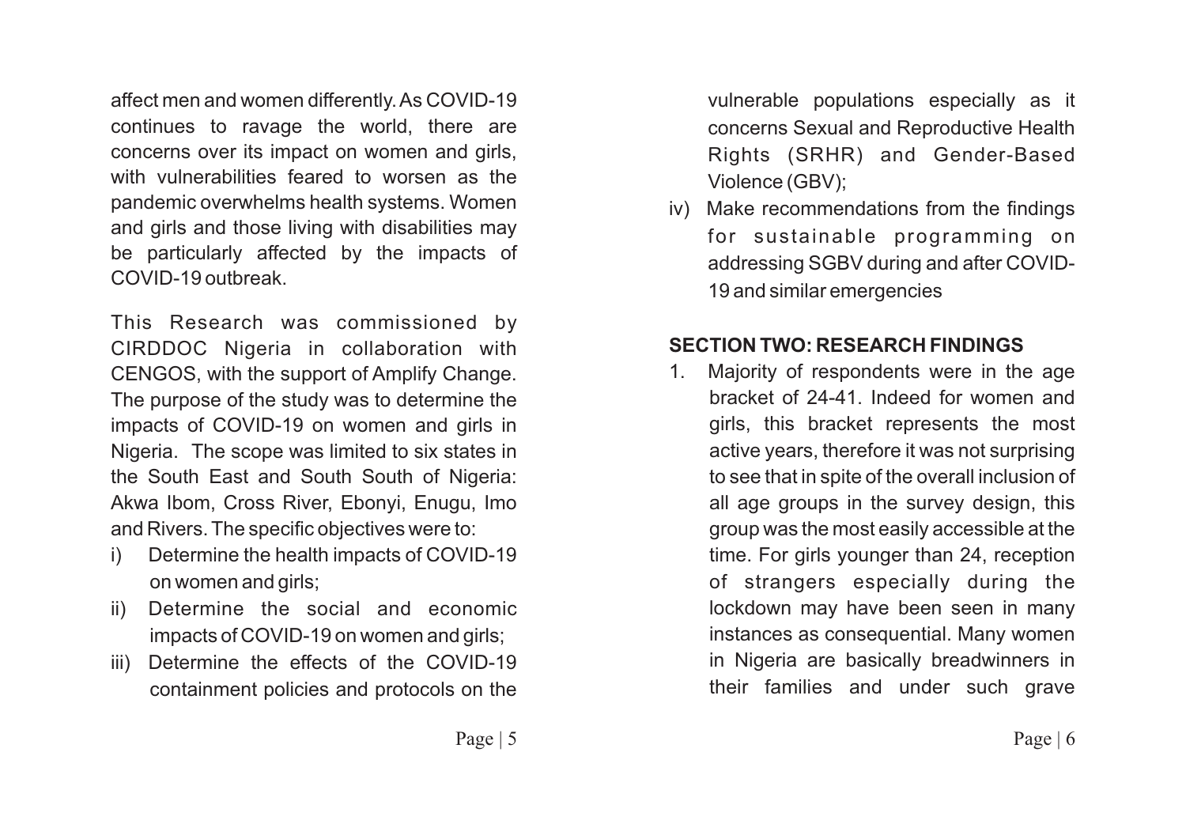affect men and women differently. As COVID-19 continues to ravage the world, there are concerns over its impact on women and girls, with vulnerabilities feared to worsen as the pandemic overwhelms health systems. Women and girls and those living with disabilities may be particularly affected by the impacts of COVID-19 outbreak.

This Research was commissioned by CIRDDOC Nigeria in collaboration with CENGOS, with the support of Amplify Change. The purpose of the study was to determine the impacts of COVID-19 on women and girls in Nigeria. The scope was limited to six states in the South East and South South of Nigeria: Akwa Ibom, Cross River, Ebonyi, Enugu, Imo and Rivers. The specific objectives were to:

i) Determine the health impacts of COVID-19 on women and girls;
ii) Determine the social and economic impacts of COVID-19 on women and girls;
iii) Determine the effects of the COVID-19 containment policies and protocols on the vulnerable populations especially as it concerns Sexual and Reproductive Health Rights (SRHR) and Gender-Based Violence (GBV);
iv) Make recommendations from the findings for sustainable programming on addressing SGBV during and after COVID-19 and similar emergencies

## SECTION TWO: RESEARCH FINDINGS

1. Majority of respondents were in the age bracket of 24-41. Indeed for women and girls, this bracket represents the most active years, therefore it was not surprising to see that in spite of the overall inclusion of all age groups in the survey design, this group was the most easily accessible at the time. For girls younger than 24, reception of strangers especially during the lockdown may have been seen in many instances as consequential. Many women in Nigeria are basically breadwinners in their families and under such grave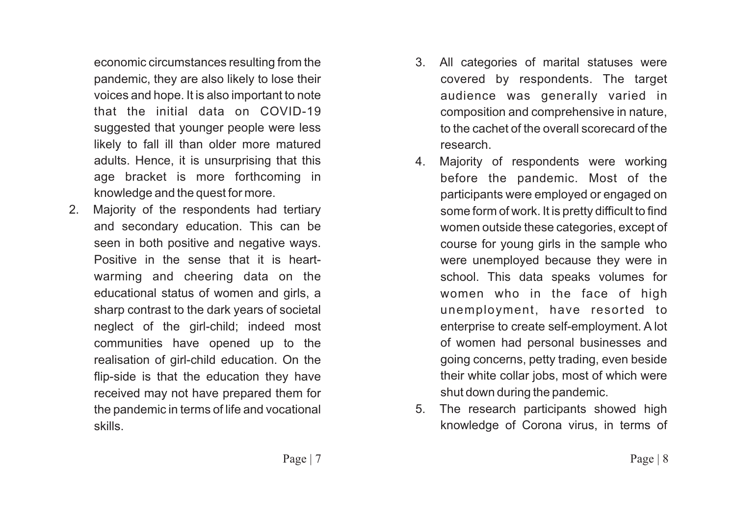economic circumstances resulting from the pandemic, they are also likely to lose their voices and hope. It is also important to note that the initial data on COVID-19 suggested that younger people were less likely to fall ill than older more matured adults. Hence, it is unsurprising that this age bracket is more forthcoming in knowledge and the quest for more.

2. Majority of the respondents had tertiary and secondary education. This can be seen in both positive and negative ways. Positive in the sense that it is heart-warming and cheering data on the educational status of women and girls, a sharp contrast to the dark years of societal neglect of the girl-child; indeed most communities have opened up to the realisation of girl-child education. On the flip-side is that the education they have received may not have prepared them for the pandemic in terms of life and vocational skills.

3. All categories of marital statuses were covered by respondents. The target audience was generally varied in composition and comprehensive in nature, to the cachet of the overall scorecard of the research.

4. Majority of respondents were working before the pandemic. Most of the participants were employed or engaged on some form of work. It is pretty difficult to find women outside these categories, except of course for young girls in the sample who were unemployed because they were in school. This data speaks volumes for women who in the face of high unemployment, have resorted to enterprise to create self-employment. A lot of women had personal businesses and going concerns, petty trading, even beside their white collar jobs, most of which were shut down during the pandemic.

5. The research participants showed high knowledge of Corona virus, in terms of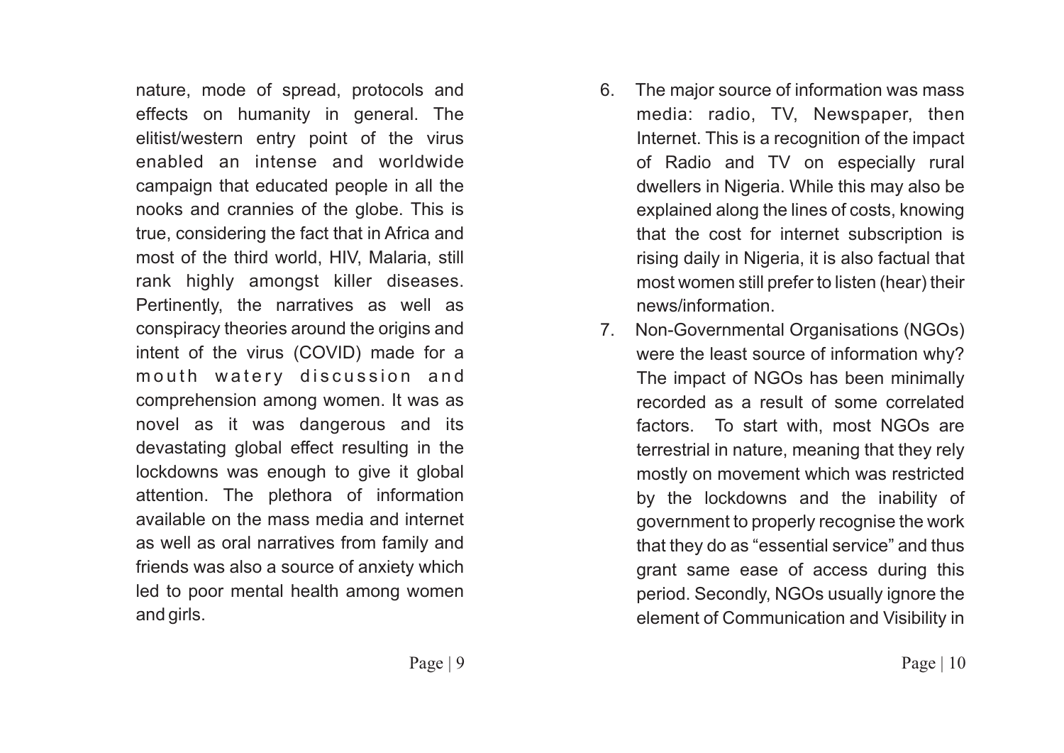nature, mode of spread, protocols and effects on humanity in general. The elitist/western entry point of the virus enabled an intense and worldwide campaign that educated people in all the nooks and crannies of the globe. This is true, considering the fact that in Africa and most of the third world, HIV, Malaria, still rank highly amongst killer diseases. Pertinently, the narratives as well as conspiracy theories around the origins and intent of the virus (COVID) made for a mouth watery discussion and comprehension among women. It was as novel as it was dangerous and its devastating global effect resulting in the lockdowns was enough to give it global attention. The plethora of information available on the mass media and internet as well as oral narratives from family and friends was also a source of anxiety which led to poor mental health among women and girls.

6. The major source of information was mass media: radio, TV, Newspaper, then Internet. This is a recognition of the impact of Radio and TV on especially rural dwellers in Nigeria. While this may also be explained along the lines of costs, knowing that the cost for internet subscription is rising daily in Nigeria, it is also factual that most women still prefer to listen (hear) their news/information.
7. Non-Governmental Organisations (NGOs) were the least source of information why? The impact of NGOs has been minimally recorded as a result of some correlated factors. To start with, most NGOs are terrestrial in nature, meaning that they rely mostly on movement which was restricted by the lockdowns and the inability of government to properly recognise the work that they do as "essential service" and thus grant same ease of access during this period. Secondly, NGOs usually ignore the element of Communication and Visibility in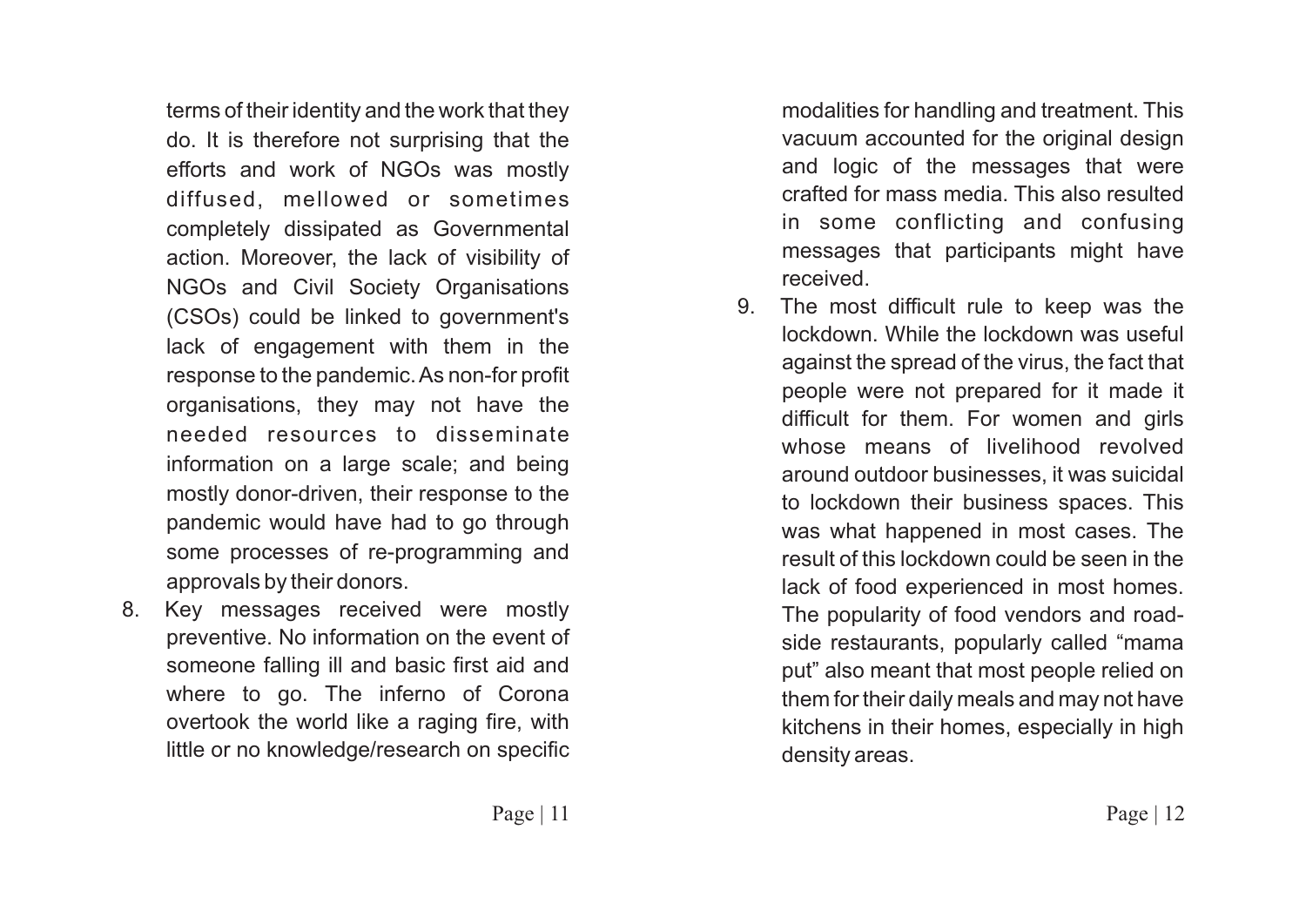terms of their identity and the work that they do. It is therefore not surprising that the efforts and work of NGOs was mostly diffused, mellowed or sometimes completely dissipated as Governmental action. Moreover, the lack of visibility of NGOs and Civil Society Organisations (CSOs) could be linked to government's lack of engagement with them in the response to the pandemic. As non-for profit organisations, they may not have the needed resources to disseminate information on a large scale; and being mostly donor-driven, their response to the pandemic would have had to go through some processes of re-programming and approvals by their donors.

8. Key messages received were mostly preventive. No information on the event of someone falling ill and basic first aid and where to go. The inferno of Corona overtook the world like a raging fire, with little or no knowledge/research on specific modalities for handling and treatment. This vacuum accounted for the original design and logic of the messages that were crafted for mass media. This also resulted in some conflicting and confusing messages that participants might have received.

9. The most difficult rule to keep was the lockdown. While the lockdown was useful against the spread of the virus, the fact that people were not prepared for it made it difficult for them. For women and girls whose means of livelihood revolved around outdoor businesses, it was suicidal to lockdown their business spaces. This was what happened in most cases. The result of this lockdown could be seen in the lack of food experienced in most homes. The popularity of food vendors and road-side restaurants, popularly called "mama put" also meant that most people relied on them for their daily meals and may not have kitchens in their homes, especially in high density areas.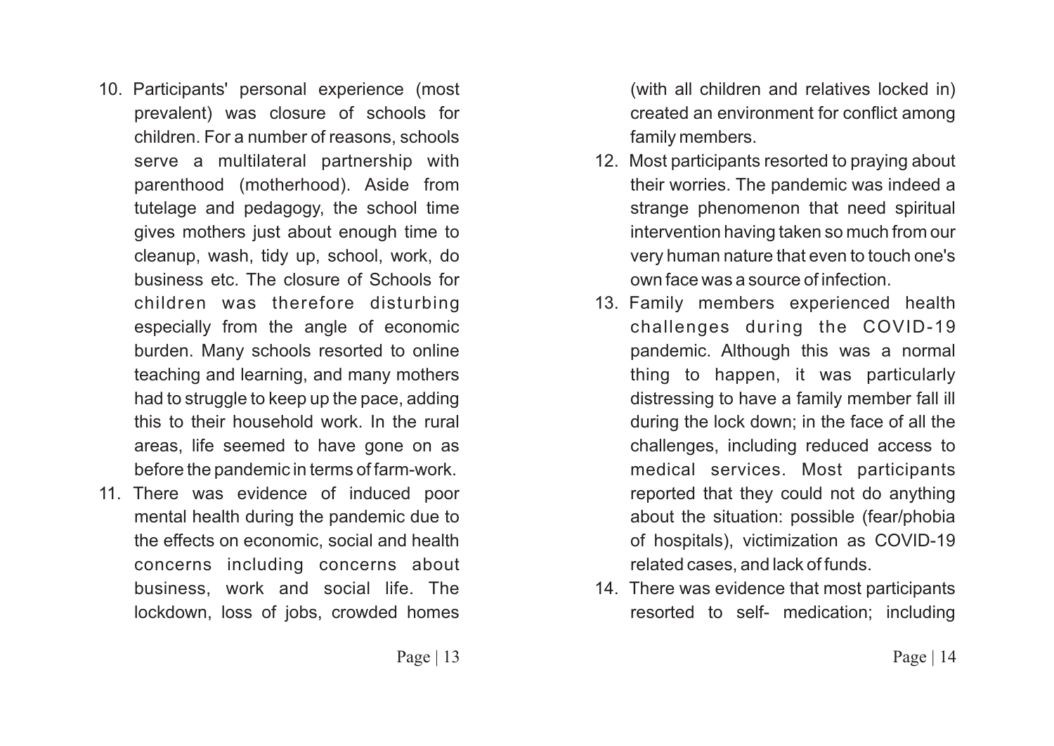10. Participants' personal experience (most prevalent) was closure of schools for children. For a number of reasons, schools serve a multilateral partnership with parenthood (motherhood). Aside from tutelage and pedagogy, the school time gives mothers just about enough time to cleanup, wash, tidy up, school, work, do business etc. The closure of Schools for children was therefore disturbing especially from the angle of economic burden. Many schools resorted to online teaching and learning, and many mothers had to struggle to keep up the pace, adding this to their household work. In the rural areas, life seemed to have gone on as before the pandemic in terms of farm-work.
11. There was evidence of induced poor mental health during the pandemic due to the effects on economic, social and health concerns including concerns about business, work and social life. The lockdown, loss of jobs, crowded homes (with all children and relatives locked in) created an environment for conflict among family members.
12. Most participants resorted to praying about their worries. The pandemic was indeed a strange phenomenon that need spiritual intervention having taken so much from our very human nature that even to touch one's own face was a source of infection.
13. Family members experienced health challenges during the COVID-19 pandemic. Although this was a normal thing to happen, it was particularly distressing to have a family member fall ill during the lock down; in the face of all the challenges, including reduced access to medical services. Most participants reported that they could not do anything about the situation: possible (fear/phobia of hospitals), victimization as COVID-19 related cases, and lack of funds.
14. There was evidence that most participants resorted to self- medication; including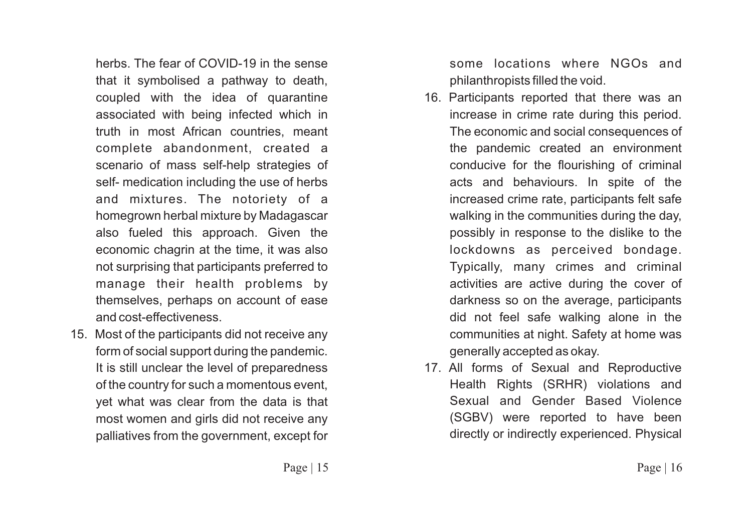herbs. The fear of COVID-19 in the sense that it symbolised a pathway to death, coupled with the idea of quarantine associated with being infected which in truth in most African countries, meant complete abandonment, created a scenario of mass self-help strategies of self- medication including the use of herbs and mixtures. The notoriety of a homegrown herbal mixture by Madagascar also fueled this approach. Given the economic chagrin at the time, it was also not surprising that participants preferred to manage their health problems by themselves, perhaps on account of ease and cost-effectiveness.

15. Most of the participants did not receive any form of social support during the pandemic. It is still unclear the level of preparedness of the country for such a momentous event, yet what was clear from the data is that most women and girls did not receive any palliatives from the government, except for some locations where NGOs and philanthropists filled the void.

16. Participants reported that there was an increase in crime rate during this period. The economic and social consequences of the pandemic created an environment conducive for the flourishing of criminal acts and behaviours. In spite of the increased crime rate, participants felt safe walking in the communities during the day, possibly in response to the dislike to the lockdowns as perceived bondage. Typically, many crimes and criminal activities are active during the cover of darkness so on the average, participants did not feel safe walking alone in the communities at night. Safety at home was generally accepted as okay.

17. All forms of Sexual and Reproductive Health Rights (SRHR) violations and Sexual and Gender Based Violence (SGBV) were reported to have been directly or indirectly experienced. Physical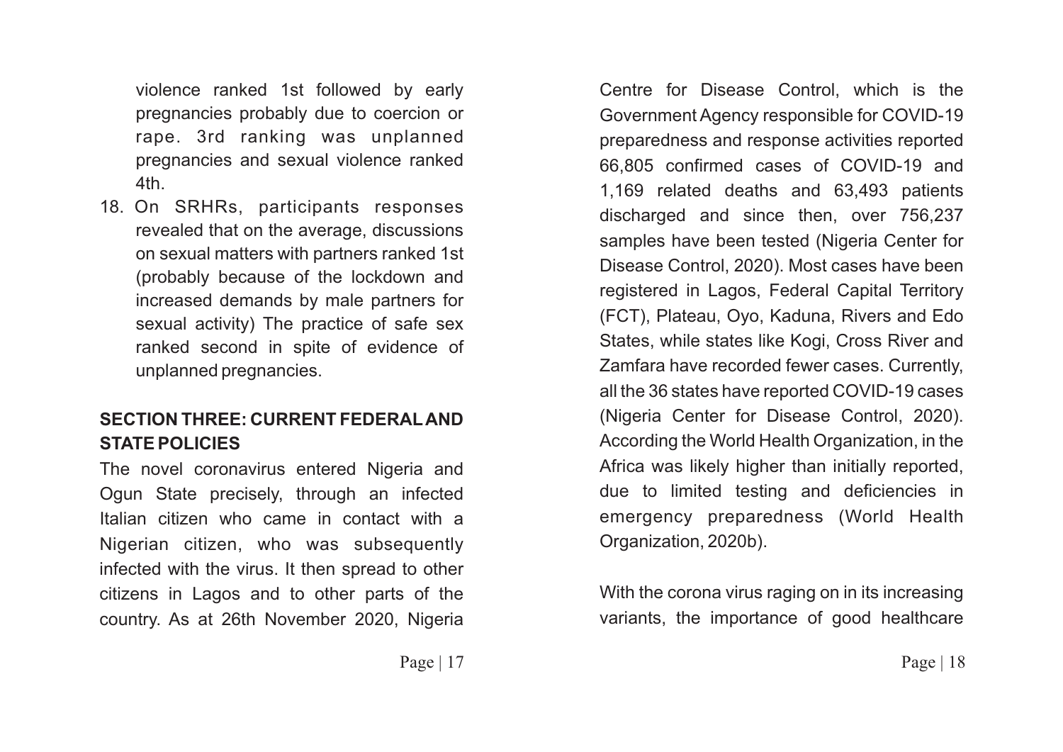violence ranked 1st followed by early pregnancies probably due to coercion or rape. 3rd ranking was unplanned pregnancies and sexual violence ranked 4th.

18. On SRHRs, participants responses revealed that on the average, discussions on sexual matters with partners ranked 1st (probably because of the lockdown and increased demands by male partners for sexual activity) The practice of safe sex ranked second in spite of evidence of unplanned pregnancies.

## SECTION THREE: CURRENT FEDERAL AND STATE POLICIES

The novel coronavirus entered Nigeria and Ogun State precisely, through an infected Italian citizen who came in contact with a Nigerian citizen, who was subsequently infected with the virus. It then spread to other citizens in Lagos and to other parts of the country. As at 26th November 2020, Nigeria Centre for Disease Control, which is the Government Agency responsible for COVID-19 preparedness and response activities reported 66,805 confirmed cases of COVID-19 and 1,169 related deaths and 63,493 patients discharged and since then, over 756,237 samples have been tested (Nigeria Center for Disease Control, 2020). Most cases have been registered in Lagos, Federal Capital Territory (FCT), Plateau, Oyo, Kaduna, Rivers and Edo States, while states like Kogi, Cross River and Zamfara have recorded fewer cases. Currently, all the 36 states have reported COVID-19 cases (Nigeria Center for Disease Control, 2020). According the World Health Organization, in the Africa was likely higher than initially reported, due to limited testing and deficiencies in emergency preparedness (World Health Organization, 2020b).

With the corona virus raging on in its increasing variants, the importance of good healthcare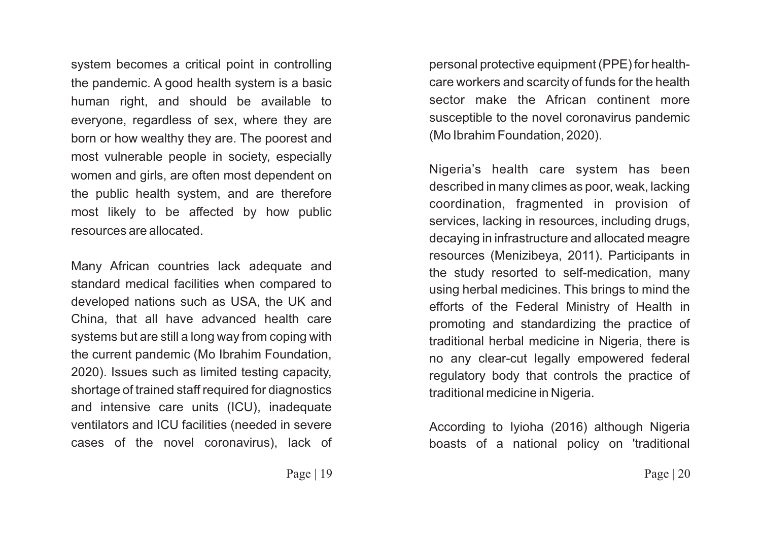system becomes a critical point in controlling the pandemic. A good health system is a basic human right, and should be available to everyone, regardless of sex, where they are born or how wealthy they are. The poorest and most vulnerable people in society, especially women and girls, are often most dependent on the public health system, and are therefore most likely to be affected by how public resources are allocated.

Many African countries lack adequate and standard medical facilities when compared to developed nations such as USA, the UK and China, that all have advanced health care systems but are still a long way from coping with the current pandemic (Mo Ibrahim Foundation, 2020). Issues such as limited testing capacity, shortage of trained staff required for diagnostics and intensive care units (ICU), inadequate ventilators and ICU facilities (needed in severe cases of the novel coronavirus), lack of personal protective equipment (PPE) for health-care workers and scarcity of funds for the health sector make the African continent more susceptible to the novel coronavirus pandemic (Mo Ibrahim Foundation, 2020).

Nigeria's health care system has been described in many climes as poor, weak, lacking coordination, fragmented in provision of services, lacking in resources, including drugs, decaying in infrastructure and allocated meagre resources (Menizibeya, 2011). Participants in the study resorted to self-medication, many using herbal medicines. This brings to mind the efforts of the Federal Ministry of Health in promoting and standardizing the practice of traditional herbal medicine in Nigeria, there is no any clear-cut legally empowered federal regulatory body that controls the practice of traditional medicine in Nigeria.

According to Iyioha (2016) although Nigeria boasts of a national policy on 'traditional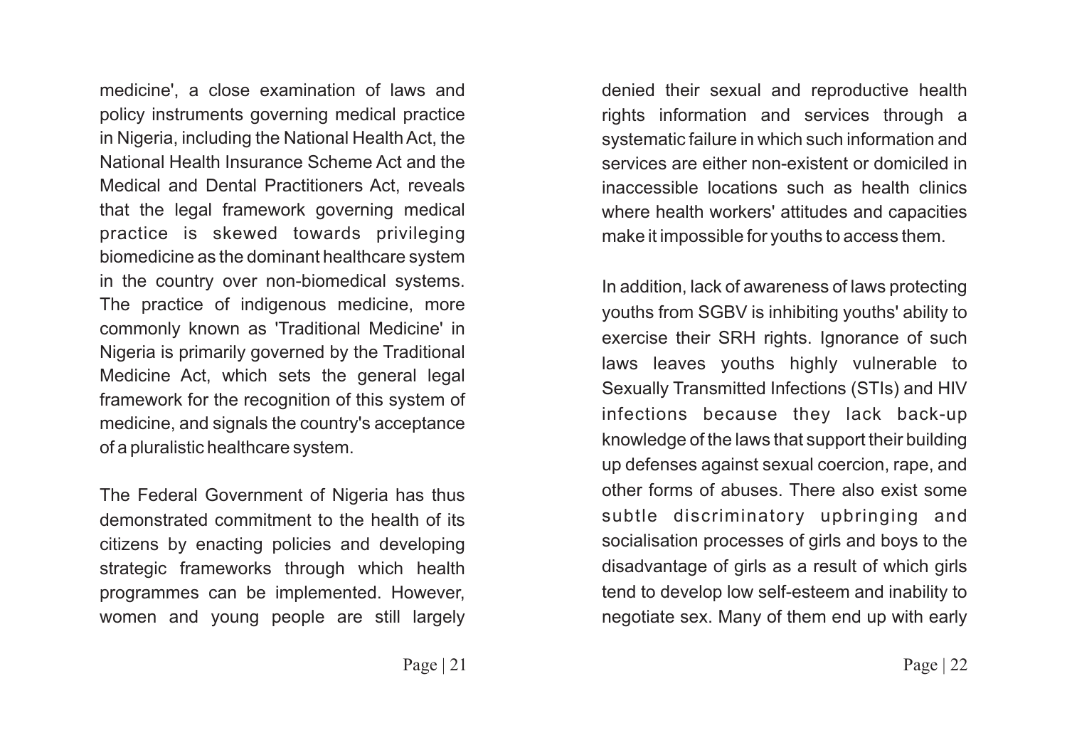medicine', a close examination of laws and policy instruments governing medical practice in Nigeria, including the National Health Act, the National Health Insurance Scheme Act and the Medical and Dental Practitioners Act, reveals that the legal framework governing medical practice is skewed towards privileging biomedicine as the dominant healthcare system in the country over non-biomedical systems. The practice of indigenous medicine, more commonly known as 'Traditional Medicine' in Nigeria is primarily governed by the Traditional Medicine Act, which sets the general legal framework for the recognition of this system of medicine, and signals the country's acceptance of a pluralistic healthcare system.

The Federal Government of Nigeria has thus demonstrated commitment to the health of its citizens by enacting policies and developing strategic frameworks through which health programmes can be implemented. However, women and young people are still largely denied their sexual and reproductive health rights information and services through a systematic failure in which such information and services are either non-existent or domiciled in inaccessible locations such as health clinics where health workers' attitudes and capacities make it impossible for youths to access them.

In addition, lack of awareness of laws protecting youths from SGBV is inhibiting youths' ability to exercise their SRH rights. Ignorance of such laws leaves youths highly vulnerable to Sexually Transmitted Infections (STIs) and HIV infections because they lack back-up knowledge of the laws that support their building up defenses against sexual coercion, rape, and other forms of abuses. There also exist some subtle discriminatory upbringing and socialisation processes of girls and boys to the disadvantage of girls as a result of which girls tend to develop low self-esteem and inability to negotiate sex. Many of them end up with early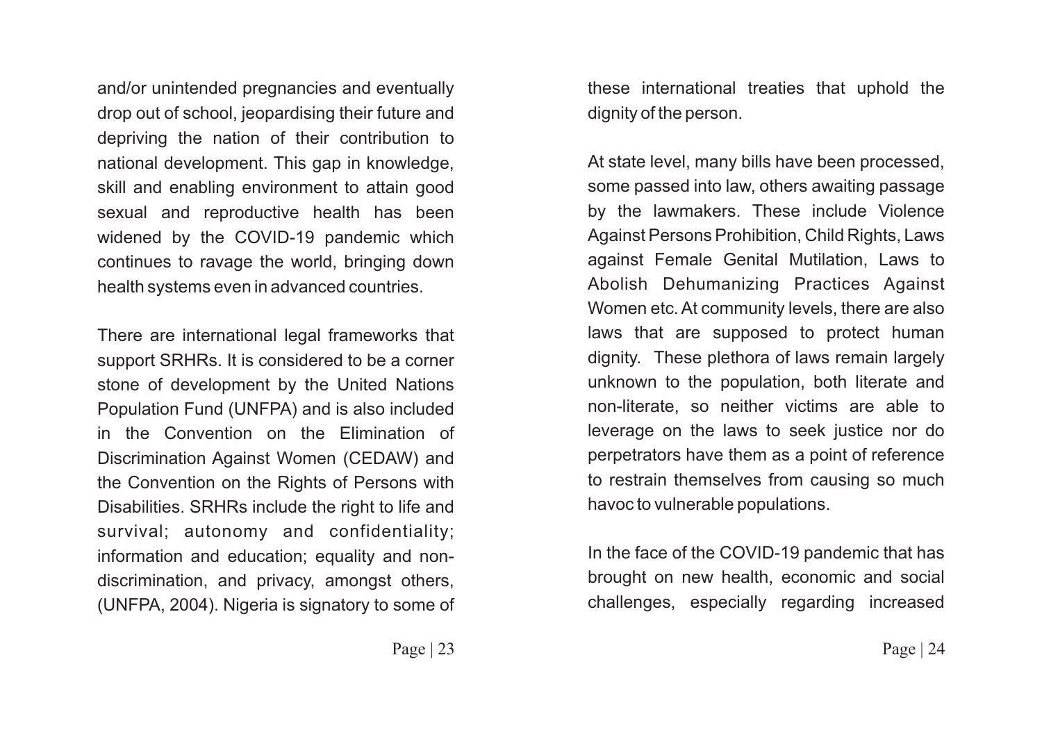and/or unintended pregnancies and eventually drop out of school, jeopardising their future and depriving the nation of their contribution to national development. This gap in knowledge, skill and enabling environment to attain good sexual and reproductive health has been widened by the COVID-19 pandemic which continues to ravage the world, bringing down health systems even in advanced countries.

There are international legal frameworks that support SRHRs. It is considered to be a corner stone of development by the United Nations Population Fund (UNFPA) and is also included in the Convention on the Elimination of Discrimination Against Women (CEDAW) and the Convention on the Rights of Persons with Disabilities. SRHRs include the right to life and survival; autonomy and confidentiality; information and education; equality and non-discrimination, and privacy, amongst others, (UNFPA, 2004). Nigeria is signatory to some of these international treaties that uphold the dignity of the person.

At state level, many bills have been processed, some passed into law, others awaiting passage by the lawmakers. These include Violence Against Persons Prohibition, Child Rights, Laws against Female Genital Mutilation, Laws to Abolish Dehumanizing Practices Against Women etc. At community levels, there are also laws that are supposed to protect human dignity. These plethora of laws remain largely unknown to the population, both literate and non-literate, so neither victims are able to leverage on the laws to seek justice nor do perpetrators have them as a point of reference to restrain themselves from causing so much havoc to vulnerable populations.

In the face of the COVID-19 pandemic that has brought on new health, economic and social challenges, especially regarding increased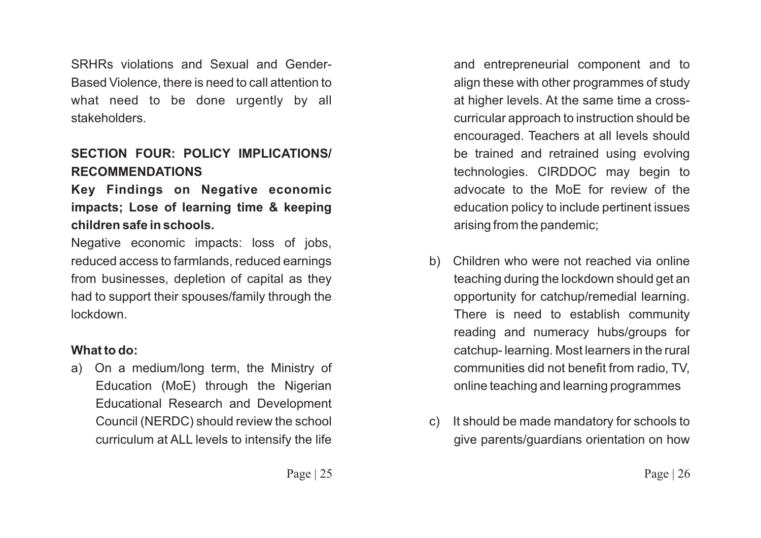SRHRs violations and Sexual and Gender-Based Violence, there is need to call attention to what need to be done urgently by all stakeholders.

## SECTION FOUR: POLICY IMPLICATIONS/ RECOMMENDATIONS

### Key Findings on Negative economic impacts; Lose of learning time & keeping children safe in schools.

Negative economic impacts: loss of jobs, reduced access to farmlands, reduced earnings from businesses, depletion of capital as they had to support their spouses/family through the lockdown.

**What to do:**

a) On a medium/long term, the Ministry of Education (MoE) through the Nigerian Educational Research and Development Council (NERDC) should review the school curriculum at ALL levels to intensify the life and entrepreneurial component and to align these with other programmes of study at higher levels. At the same time a cross-curricular approach to instruction should be encouraged. Teachers at all levels should be trained and retrained using evolving technologies. CIRDDOC may begin to advocate to the MoE for review of the education policy to include pertinent issues arising from the pandemic;

b) Children who were not reached via online teaching during the lockdown should get an opportunity for catchup/remedial learning. There is need to establish community reading and numeracy hubs/groups for catchup- learning. Most learners in the rural communities did not benefit from radio, TV, online teaching and learning programmes

c) It should be made mandatory for schools to give parents/guardians orientation on how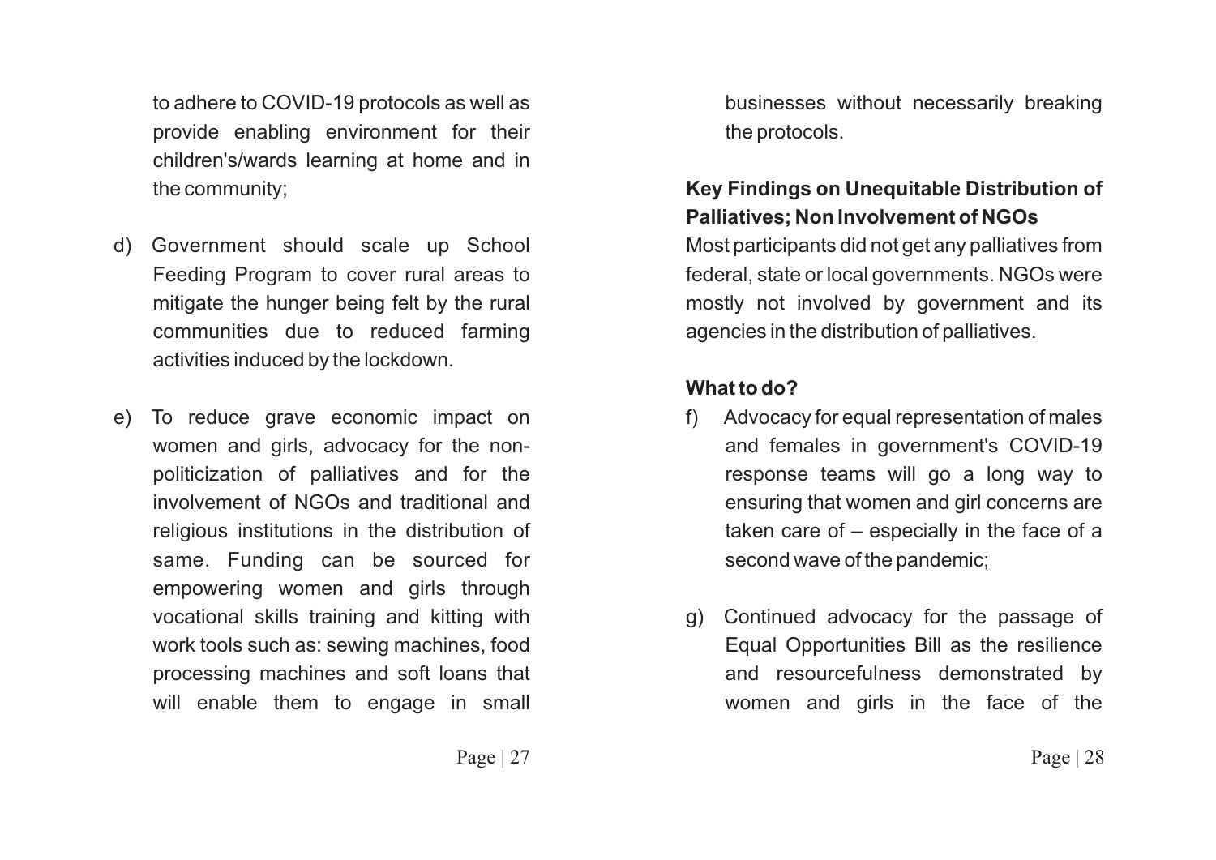to adhere to COVID-19 protocols as well as provide enabling environment for their children's/wards learning at home and in the community;

d) Government should scale up School Feeding Program to cover rural areas to mitigate the hunger being felt by the rural communities due to reduced farming activities induced by the lockdown.

e) To reduce grave economic impact on women and girls, advocacy for the non-politicization of palliatives and for the involvement of NGOs and traditional and religious institutions in the distribution of same. Funding can be sourced for empowering women and girls through vocational skills training and kitting with work tools such as: sewing machines, food processing machines and soft loans that will enable them to engage in small businesses without necessarily breaking the protocols.

**Key Findings on Unequitable Distribution of Palliatives; Non Involvement of NGOs**

Most participants did not get any palliatives from federal, state or local governments. NGOs were mostly not involved by government and its agencies in the distribution of palliatives.

**What to do?**

f) Advocacy for equal representation of males and females in government's COVID-19 response teams will go a long way to ensuring that women and girl concerns are taken care of – especially in the face of a second wave of the pandemic;

g) Continued advocacy for the passage of Equal Opportunities Bill as the resilience and resourcefulness demonstrated by women and girls in the face of the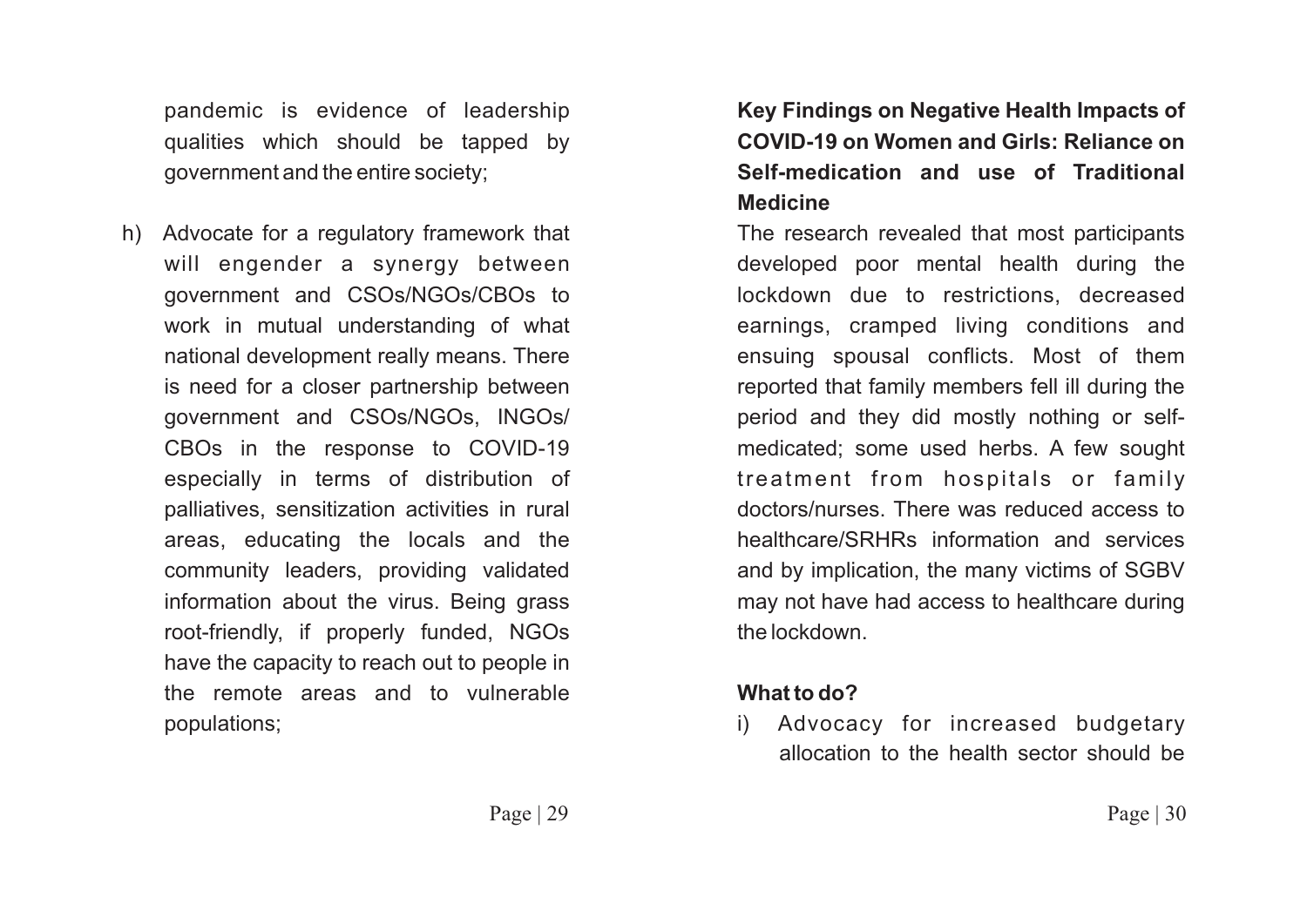pandemic is evidence of leadership qualities which should be tapped by government and the entire society;

h) Advocate for a regulatory framework that will engender a synergy between government and CSOs/NGOs/CBOs to work in mutual understanding of what national development really means. There is need for a closer partnership between government and CSOs/NGOs, INGOs/CBOs in the response to COVID-19 especially in terms of distribution of palliatives, sensitization activities in rural areas, educating the locals and the community leaders, providing validated information about the virus. Being grass root-friendly, if properly funded, NGOs have the capacity to reach out to people in the remote areas and to vulnerable populations;

**Key Findings on Negative Health Impacts of COVID-19 on Women and Girls: Reliance on Self-medication and use of Traditional Medicine**

The research revealed that most participants developed poor mental health during the lockdown due to restrictions, decreased earnings, cramped living conditions and ensuing spousal conflicts. Most of them reported that family members fell ill during the period and they did mostly nothing or self-medicated; some used herbs. A few sought treatment from hospitals or family doctors/nurses. There was reduced access to healthcare/SRHRs information and services and by implication, the many victims of SGBV may not have had access to healthcare during the lockdown.

**What to do?**

i) Advocacy for increased budgetary allocation to the health sector should be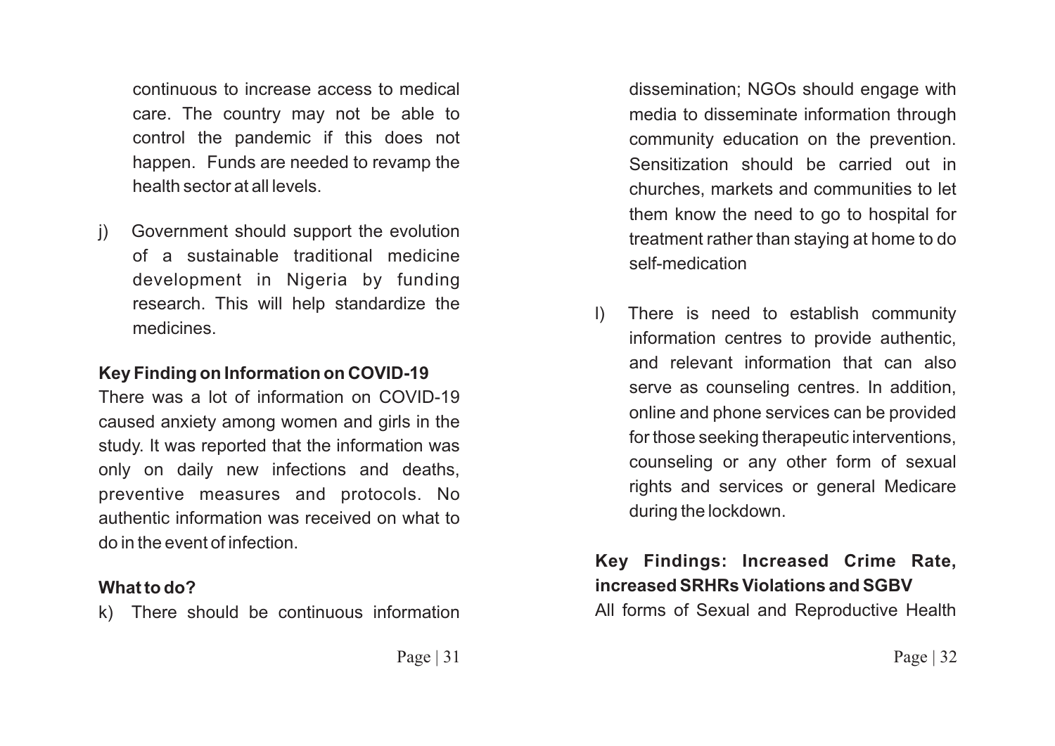continuous to increase access to medical care. The country may not be able to control the pandemic if this does not happen. Funds are needed to revamp the health sector at all levels.

j) Government should support the evolution of a sustainable traditional medicine development in Nigeria by funding research. This will help standardize the medicines.

**Key Finding on Information on COVID-19**

There was a lot of information on COVID-19 caused anxiety among women and girls in the study. It was reported that the information was only on daily new infections and deaths, preventive measures and protocols. No authentic information was received on what to do in the event of infection.

**What to do?**

k) There should be continuous information dissemination; NGOs should engage with media to disseminate information through community education on the prevention. Sensitization should be carried out in churches, markets and communities to let them know the need to go to hospital for treatment rather than staying at home to do self-medication

l) There is need to establish community information centres to provide authentic, and relevant information that can also serve as counseling centres. In addition, online and phone services can be provided for those seeking therapeutic interventions, counseling or any other form of sexual rights and services or general Medicare during the lockdown.

**Key Findings: Increased Crime Rate, increased SRHRs Violations and SGBV**

All forms of Sexual and Reproductive Health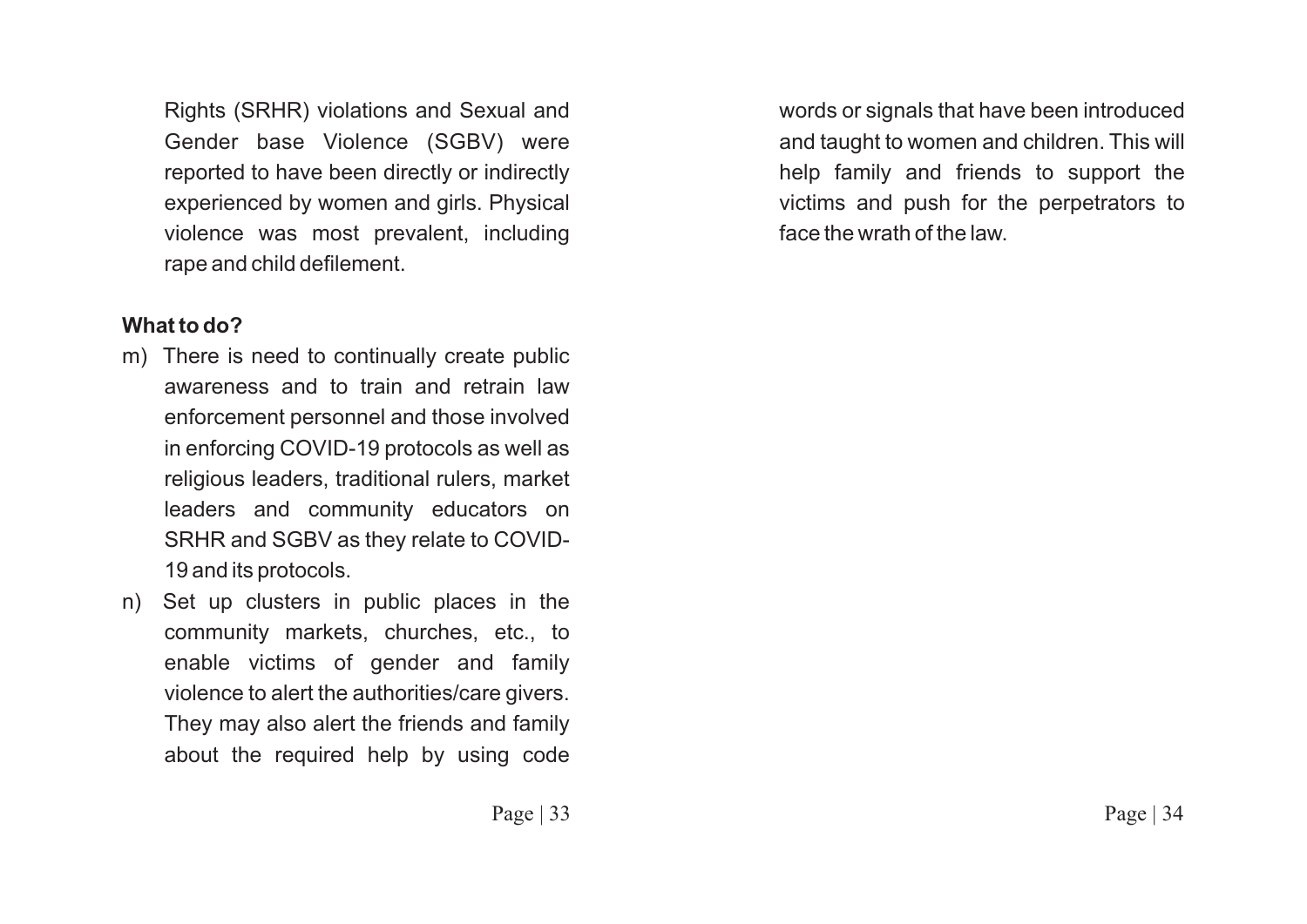Rights (SRHR) violations and Sexual and Gender base Violence (SGBV) were reported to have been directly or indirectly experienced by women and girls. Physical violence was most prevalent, including rape and child defilement.

**What to do?**

m) There is need to continually create public awareness and to train and retrain law enforcement personnel and those involved in enforcing COVID-19 protocols as well as religious leaders, traditional rulers, market leaders and community educators on SRHR and SGBV as they relate to COVID-19 and its protocols.

n) Set up clusters in public places in the community markets, churches, etc., to enable victims of gender and family violence to alert the authorities/care givers. They may also alert the friends and family about the required help by using code words or signals that have been introduced and taught to women and children. This will help family and friends to support the victims and push for the perpetrators to face the wrath of the law.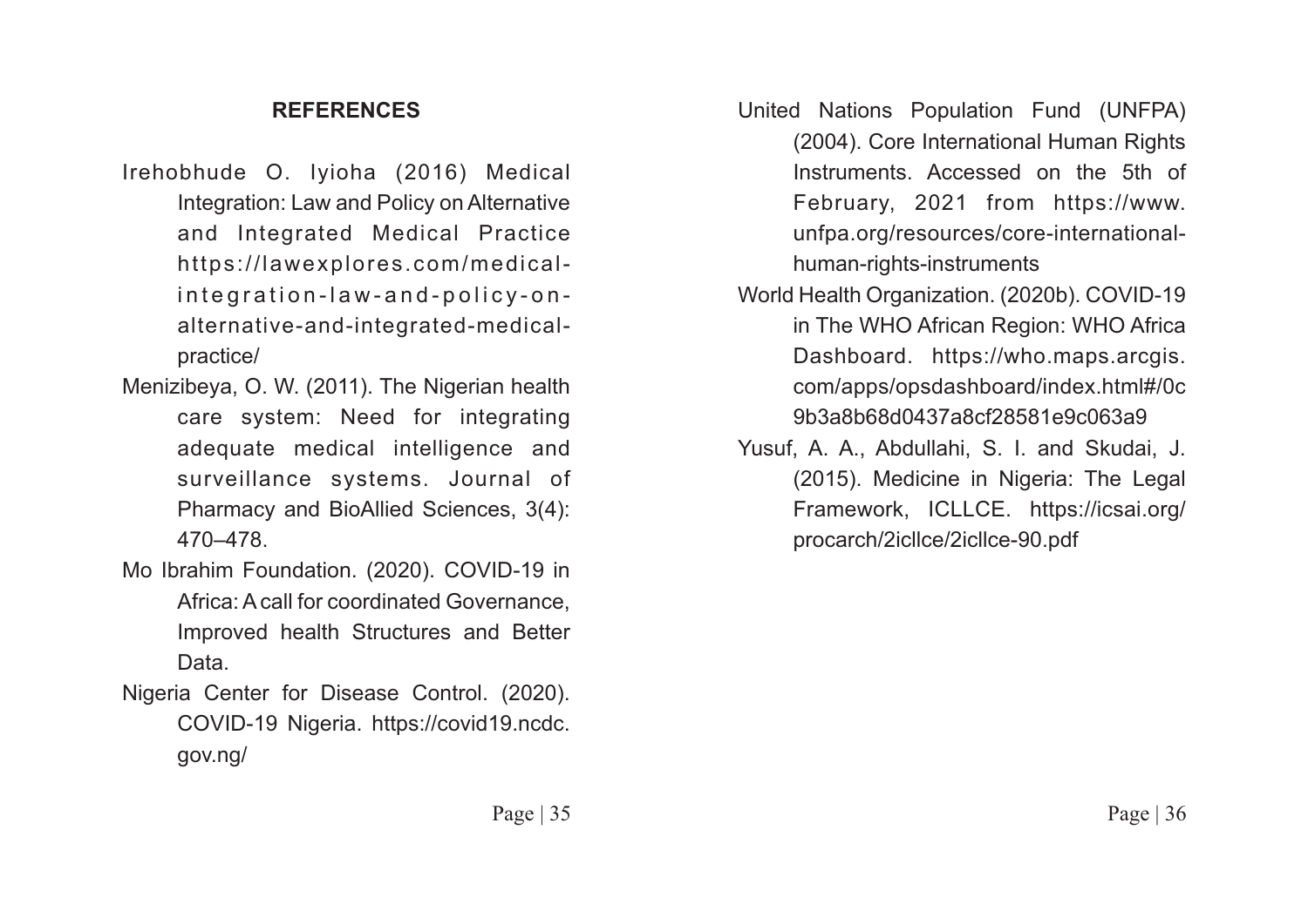## REFERENCES

Irehobhude O. Iyioha (2016) Medical Integration: Law and Policy on Alternative and Integrated Medical Practice https://lawexplores.com/medical-integration-law-and-policy-on-alternative-and-integrated-medical-practice/

Menizibeya, O. W. (2011). The Nigerian health care system: Need for integrating adequate medical intelligence and surveillance systems. Journal of Pharmacy and BioAllied Sciences, 3(4): 470–478.

Mo Ibrahim Foundation. (2020). COVID-19 in Africa: A call for coordinated Governance, Improved health Structures and Better Data.

Nigeria Center for Disease Control. (2020). COVID-19 Nigeria. https://covid19.ncdc.gov.ng/

United Nations Population Fund (UNFPA) (2004). Core International Human Rights Instruments. Accessed on the 5th of February, 2021 from https://www.unfpa.org/resources/core-international-human-rights-instruments

World Health Organization. (2020b). COVID-19 in The WHO African Region: WHO Africa Dashboard. https://who.maps.arcgis.com/apps/opsdashboard/index.html#/0c9b3a8b68d0437a8cf28581e9c063a9

Yusuf, A. A., Abdullahi, S. I. and Skudai, J. (2015). Medicine in Nigeria: The Legal Framework, ICLLCE. https://icsai.org/procarch/2icllce/2icllce-90.pdf